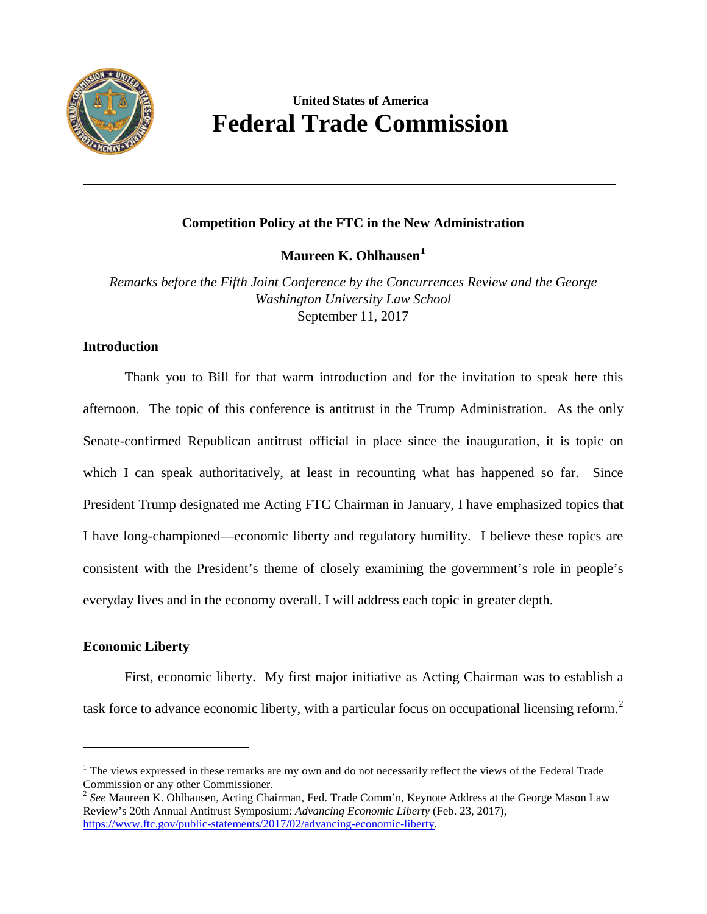United States of America

# Federal Trade Commission

---

**Competition Policy at the FTC in the New Administration**

**Maureen K. Ohlhausen**[1]

*Remarks before the Fifth Joint Conference by the Concurrences Review and the George Washington University Law School*
September 11, 2017

## Introduction

Thank you to Bill for that warm introduction and for the invitation to speak here this afternoon. The topic of this conference is antitrust in the Trump Administration. As the only Senate-confirmed Republican antitrust official in place since the inauguration, it is topic on which I can speak authoritatively, at least in recounting what has happened so far. Since President Trump designated me Acting FTC Chairman in January, I have emphasized topics that I have long-championed—economic liberty and regulatory humility. I believe these topics are consistent with the President's theme of closely examining the government's role in people's everyday lives and in the economy overall. I will address each topic in greater depth.

## Economic Liberty

First, economic liberty. My first major initiative as Acting Chairman was to establish a task force to advance economic liberty, with a particular focus on occupational licensing reform.[2]

---

[1] The views expressed in these remarks are my own and do not necessarily reflect the views of the Federal Trade Commission or any other Commissioner.

[2] *See* Maureen K. Ohlhausen, Acting Chairman, Fed. Trade Comm'n, Keynote Address at the George Mason Law Review's 20th Annual Antitrust Symposium: *Advancing Economic Liberty* (Feb. 23, 2017), https://www.ftc.gov/public-statements/2017/02/advancing-economic-liberty.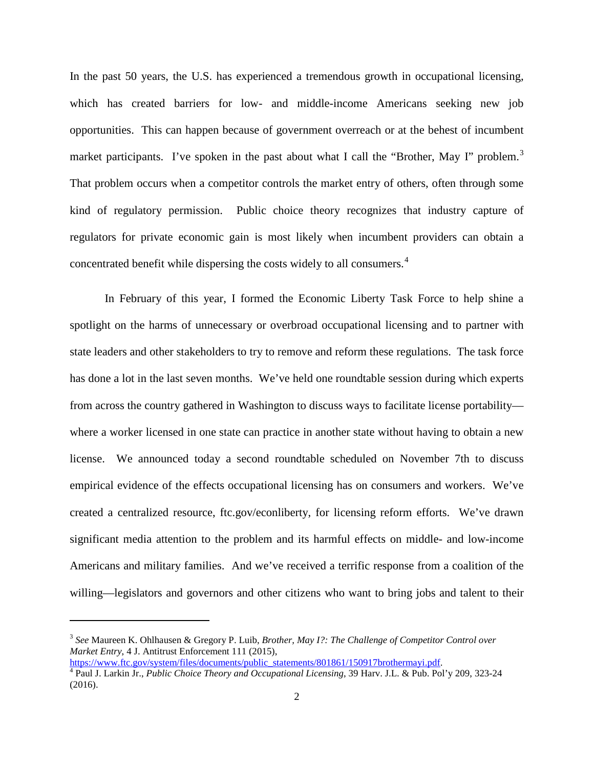In the past 50 years, the U.S. has experienced a tremendous growth in occupational licensing, which has created barriers for low- and middle-income Americans seeking new job opportunities. This can happen because of government overreach or at the behest of incumbent market participants. I've spoken in the past about what I call the "Brother, May I" problem.[3] That problem occurs when a competitor controls the market entry of others, often through some kind of regulatory permission. Public choice theory recognizes that industry capture of regulators for private economic gain is most likely when incumbent providers can obtain a concentrated benefit while dispersing the costs widely to all consumers.[4]

In February of this year, I formed the Economic Liberty Task Force to help shine a spotlight on the harms of unnecessary or overbroad occupational licensing and to partner with state leaders and other stakeholders to try to remove and reform these regulations. The task force has done a lot in the last seven months. We've held one roundtable session during which experts from across the country gathered in Washington to discuss ways to facilitate license portability—where a worker licensed in one state can practice in another state without having to obtain a new license. We announced today a second roundtable scheduled on November 7th to discuss empirical evidence of the effects occupational licensing has on consumers and workers. We've created a centralized resource, ftc.gov/econliberty, for licensing reform efforts. We've drawn significant media attention to the problem and its harmful effects on middle- and low-income Americans and military families. And we've received a terrific response from a coalition of the willing—legislators and governors and other citizens who want to bring jobs and talent to their

---

[3] *See* Maureen K. Ohlhausen & Gregory P. Luib, *Brother, May I?: The Challenge of Competitor Control over Market Entry*, 4 J. Antitrust Enforcement 111 (2015), https://www.ftc.gov/system/files/documents/public_statements/801861/150917brothermayi.pdf.

[4] Paul J. Larkin Jr., *Public Choice Theory and Occupational Licensing*, 39 Harv. J.L. & Pub. Pol'y 209, 323-24 (2016).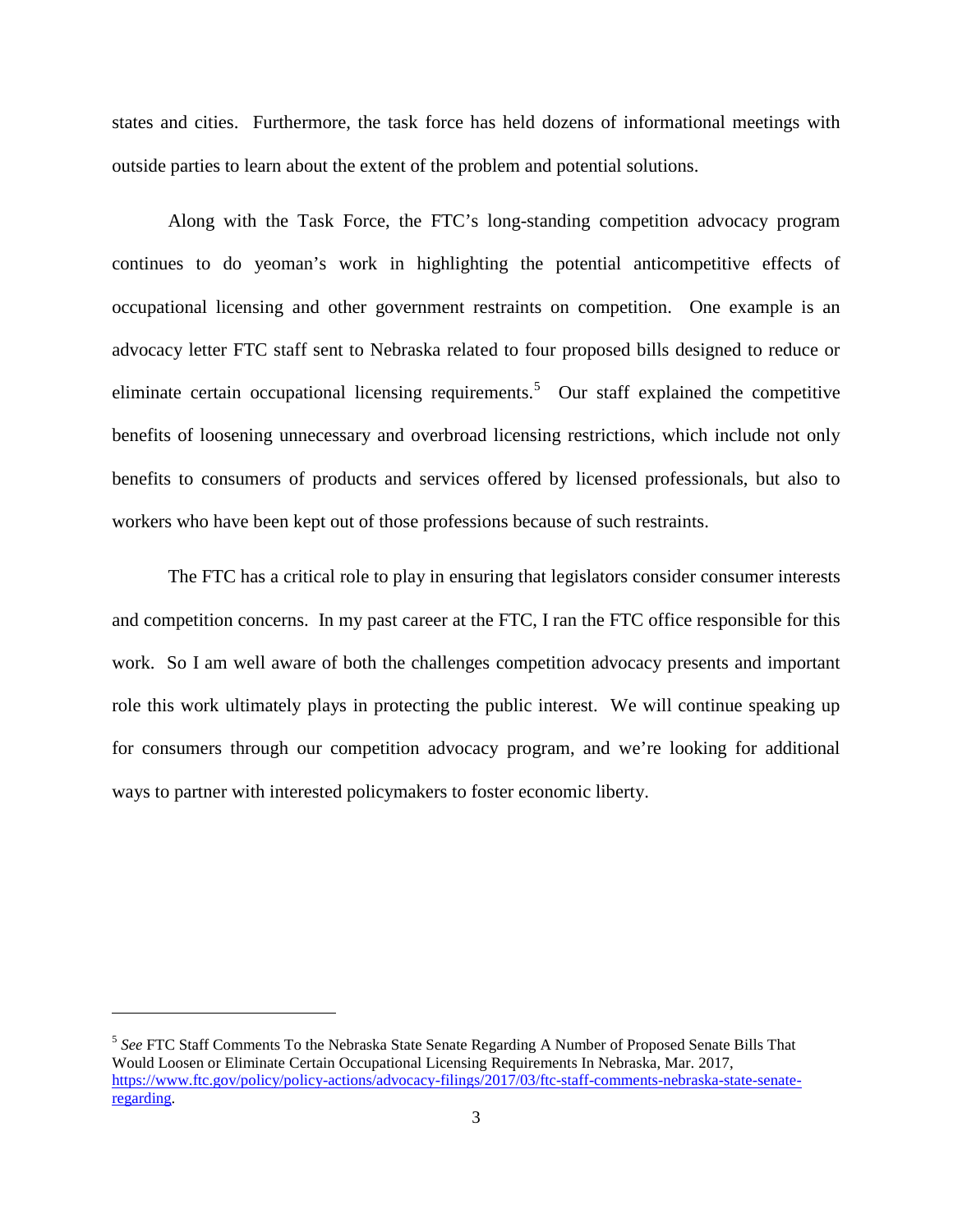states and cities. Furthermore, the task force has held dozens of informational meetings with outside parties to learn about the extent of the problem and potential solutions.

Along with the Task Force, the FTC's long-standing competition advocacy program continues to do yeoman's work in highlighting the potential anticompetitive effects of occupational licensing and other government restraints on competition. One example is an advocacy letter FTC staff sent to Nebraska related to four proposed bills designed to reduce or eliminate certain occupational licensing requirements.[5] Our staff explained the competitive benefits of loosening unnecessary and overbroad licensing restrictions, which include not only benefits to consumers of products and services offered by licensed professionals, but also to workers who have been kept out of those professions because of such restraints.

The FTC has a critical role to play in ensuring that legislators consider consumer interests and competition concerns. In my past career at the FTC, I ran the FTC office responsible for this work. So I am well aware of both the challenges competition advocacy presents and important role this work ultimately plays in protecting the public interest. We will continue speaking up for consumers through our competition advocacy program, and we're looking for additional ways to partner with interested policymakers to foster economic liberty.

---

[5] *See* FTC Staff Comments To the Nebraska State Senate Regarding A Number of Proposed Senate Bills That Would Loosen or Eliminate Certain Occupational Licensing Requirements In Nebraska, Mar. 2017, https://www.ftc.gov/policy/policy-actions/advocacy-filings/2017/03/ftc-staff-comments-nebraska-state-senate-regarding.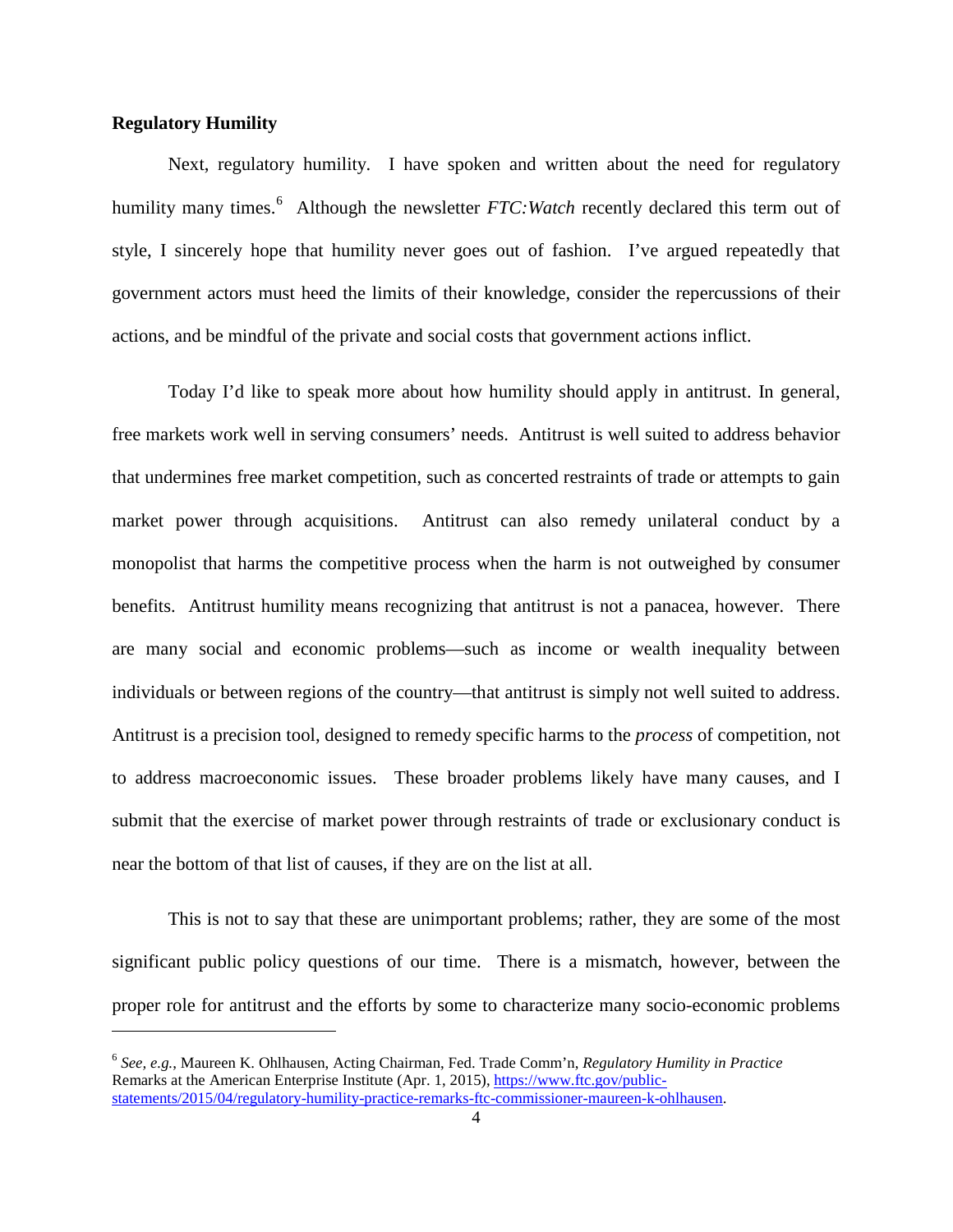**Regulatory Humility**

Next, regulatory humility. I have spoken and written about the need for regulatory humility many times.[6] Although the newsletter *FTC:Watch* recently declared this term out of style, I sincerely hope that humility never goes out of fashion. I've argued repeatedly that government actors must heed the limits of their knowledge, consider the repercussions of their actions, and be mindful of the private and social costs that government actions inflict.

Today I'd like to speak more about how humility should apply in antitrust. In general, free markets work well in serving consumers' needs. Antitrust is well suited to address behavior that undermines free market competition, such as concerted restraints of trade or attempts to gain market power through acquisitions. Antitrust can also remedy unilateral conduct by a monopolist that harms the competitive process when the harm is not outweighed by consumer benefits. Antitrust humility means recognizing that antitrust is not a panacea, however. There are many social and economic problems—such as income or wealth inequality between individuals or between regions of the country—that antitrust is simply not well suited to address. Antitrust is a precision tool, designed to remedy specific harms to the *process* of competition, not to address macroeconomic issues. These broader problems likely have many causes, and I submit that the exercise of market power through restraints of trade or exclusionary conduct is near the bottom of that list of causes, if they are on the list at all.

This is not to say that these are unimportant problems; rather, they are some of the most significant public policy questions of our time. There is a mismatch, however, between the proper role for antitrust and the efforts by some to characterize many socio-economic problems

---

[6] *See, e.g.*, Maureen K. Ohlhausen, Acting Chairman, Fed. Trade Comm'n, *Regulatory Humility in Practice* Remarks at the American Enterprise Institute (Apr. 1, 2015), https://www.ftc.gov/public-statements/2015/04/regulatory-humility-practice-remarks-ftc-commissioner-maureen-k-ohlhausen.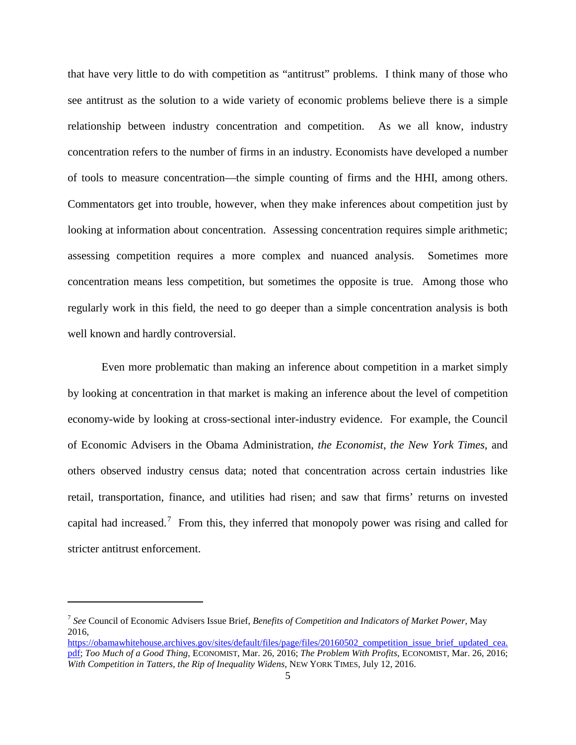that have very little to do with competition as "antitrust" problems. I think many of those who see antitrust as the solution to a wide variety of economic problems believe there is a simple relationship between industry concentration and competition. As we all know, industry concentration refers to the number of firms in an industry. Economists have developed a number of tools to measure concentration—the simple counting of firms and the HHI, among others. Commentators get into trouble, however, when they make inferences about competition just by looking at information about concentration. Assessing concentration requires simple arithmetic; assessing competition requires a more complex and nuanced analysis. Sometimes more concentration means less competition, but sometimes the opposite is true. Among those who regularly work in this field, the need to go deeper than a simple concentration analysis is both well known and hardly controversial.

Even more problematic than making an inference about competition in a market simply by looking at concentration in that market is making an inference about the level of competition economy-wide by looking at cross-sectional inter-industry evidence. For example, the Council of Economic Advisers in the Obama Administration, *the Economist*, *the New York Times*, and others observed industry census data; noted that concentration across certain industries like retail, transportation, finance, and utilities had risen; and saw that firms' returns on invested capital had increased.[7] From this, they inferred that monopoly power was rising and called for stricter antitrust enforcement.

---

[7] *See* Council of Economic Advisers Issue Brief, *Benefits of Competition and Indicators of Market Power*, May 2016, https://obamawhitehouse.archives.gov/sites/default/files/page/files/20160502_competition_issue_brief_updated_cea.pdf; *Too Much of a Good Thing*, ECONOMIST, Mar. 26, 2016; *The Problem With Profits*, ECONOMIST, Mar. 26, 2016; *With Competition in Tatters, the Rip of Inequality Widens*, NEW YORK TIMES, July 12, 2016.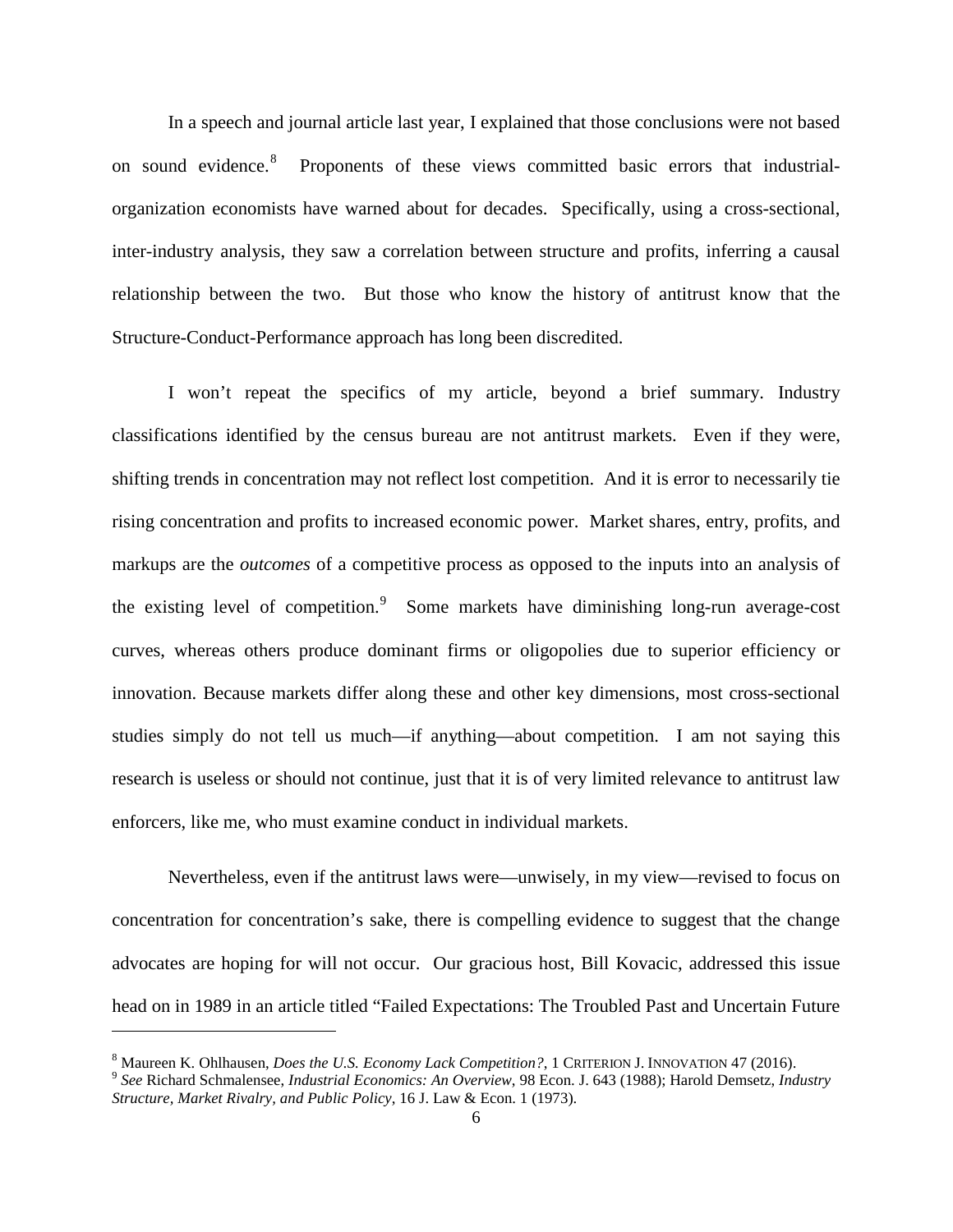In a speech and journal article last year, I explained that those conclusions were not based on sound evidence.[8] Proponents of these views committed basic errors that industrial-organization economists have warned about for decades. Specifically, using a cross-sectional, inter-industry analysis, they saw a correlation between structure and profits, inferring a causal relationship between the two. But those who know the history of antitrust know that the Structure-Conduct-Performance approach has long been discredited.

I won't repeat the specifics of my article, beyond a brief summary. Industry classifications identified by the census bureau are not antitrust markets. Even if they were, shifting trends in concentration may not reflect lost competition. And it is error to necessarily tie rising concentration and profits to increased economic power. Market shares, entry, profits, and markups are the *outcomes* of a competitive process as opposed to the inputs into an analysis of the existing level of competition.[9] Some markets have diminishing long-run average-cost curves, whereas others produce dominant firms or oligopolies due to superior efficiency or innovation. Because markets differ along these and other key dimensions, most cross-sectional studies simply do not tell us much—if anything—about competition. I am not saying this research is useless or should not continue, just that it is of very limited relevance to antitrust law enforcers, like me, who must examine conduct in individual markets.

Nevertheless, even if the antitrust laws were—unwisely, in my view—revised to focus on concentration for concentration's sake, there is compelling evidence to suggest that the change advocates are hoping for will not occur. Our gracious host, Bill Kovacic, addressed this issue head on in 1989 in an article titled "Failed Expectations: The Troubled Past and Uncertain Future

---

[8] Maureen K. Ohlhausen, *Does the U.S. Economy Lack Competition?*, 1 CRITERION J. INNOVATION 47 (2016).

[9] *See* Richard Schmalensee, *Industrial Economics: An Overview*, 98 Econ. J. 643 (1988); Harold Demsetz, *Industry Structure, Market Rivalry, and Public Policy*, 16 J. Law & Econ. 1 (1973).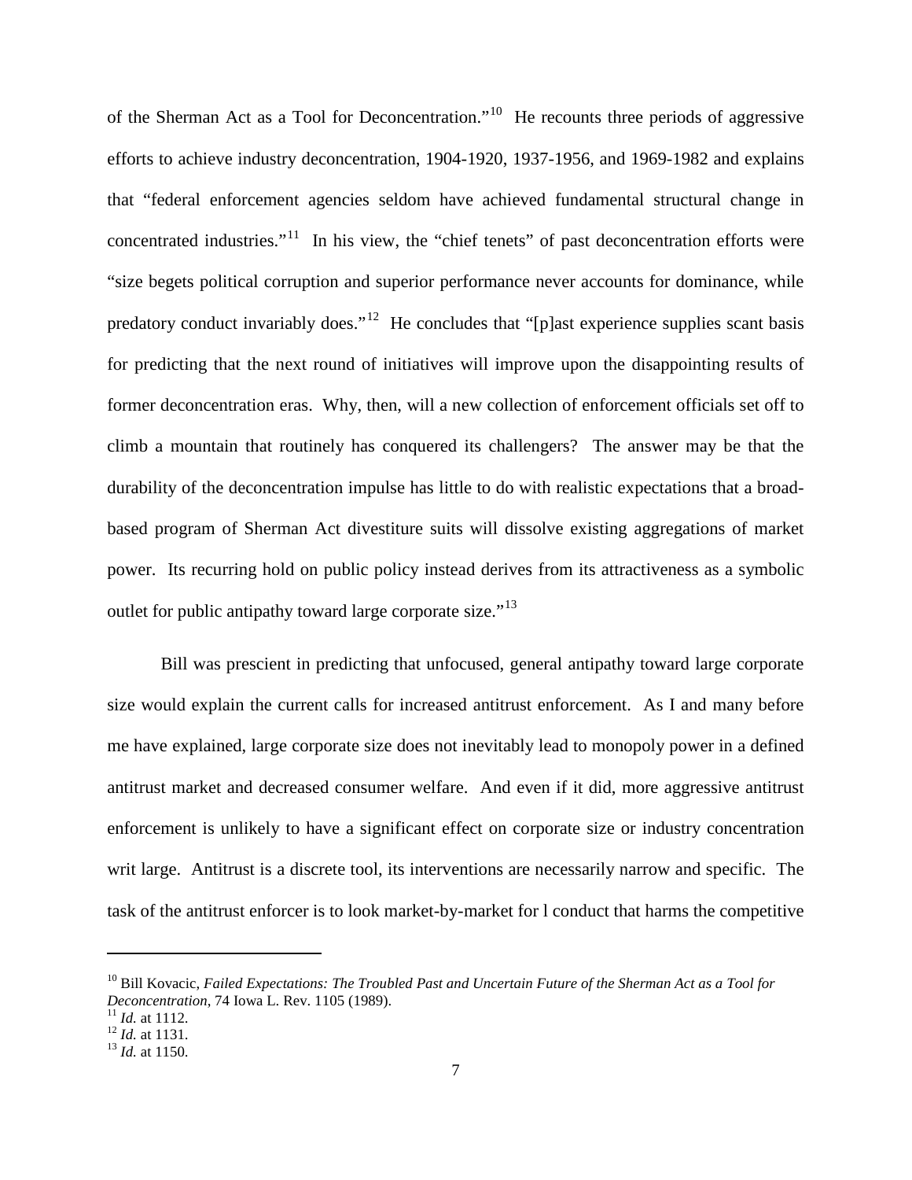of the Sherman Act as a Tool for Deconcentration."[10] He recounts three periods of aggressive efforts to achieve industry deconcentration, 1904-1920, 1937-1956, and 1969-1982 and explains that "federal enforcement agencies seldom have achieved fundamental structural change in concentrated industries."[11] In his view, the "chief tenets" of past deconcentration efforts were "size begets political corruption and superior performance never accounts for dominance, while predatory conduct invariably does."[12] He concludes that "[p]ast experience supplies scant basis for predicting that the next round of initiatives will improve upon the disappointing results of former deconcentration eras. Why, then, will a new collection of enforcement officials set off to climb a mountain that routinely has conquered its challengers? The answer may be that the durability of the deconcentration impulse has little to do with realistic expectations that a broad-based program of Sherman Act divestiture suits will dissolve existing aggregations of market power. Its recurring hold on public policy instead derives from its attractiveness as a symbolic outlet for public antipathy toward large corporate size."[13]

Bill was prescient in predicting that unfocused, general antipathy toward large corporate size would explain the current calls for increased antitrust enforcement. As I and many before me have explained, large corporate size does not inevitably lead to monopoly power in a defined antitrust market and decreased consumer welfare. And even if it did, more aggressive antitrust enforcement is unlikely to have a significant effect on corporate size or industry concentration writ large. Antitrust is a discrete tool, its interventions are necessarily narrow and specific. The task of the antitrust enforcer is to look market-by-market for l conduct that harms the competitive

---

[10] Bill Kovacic, *Failed Expectations: The Troubled Past and Uncertain Future of the Sherman Act as a Tool for Deconcentration*, 74 Iowa L. Rev. 1105 (1989).

[11] *Id.* at 1112.

[12] *Id.* at 1131.

[13] *Id.* at 1150.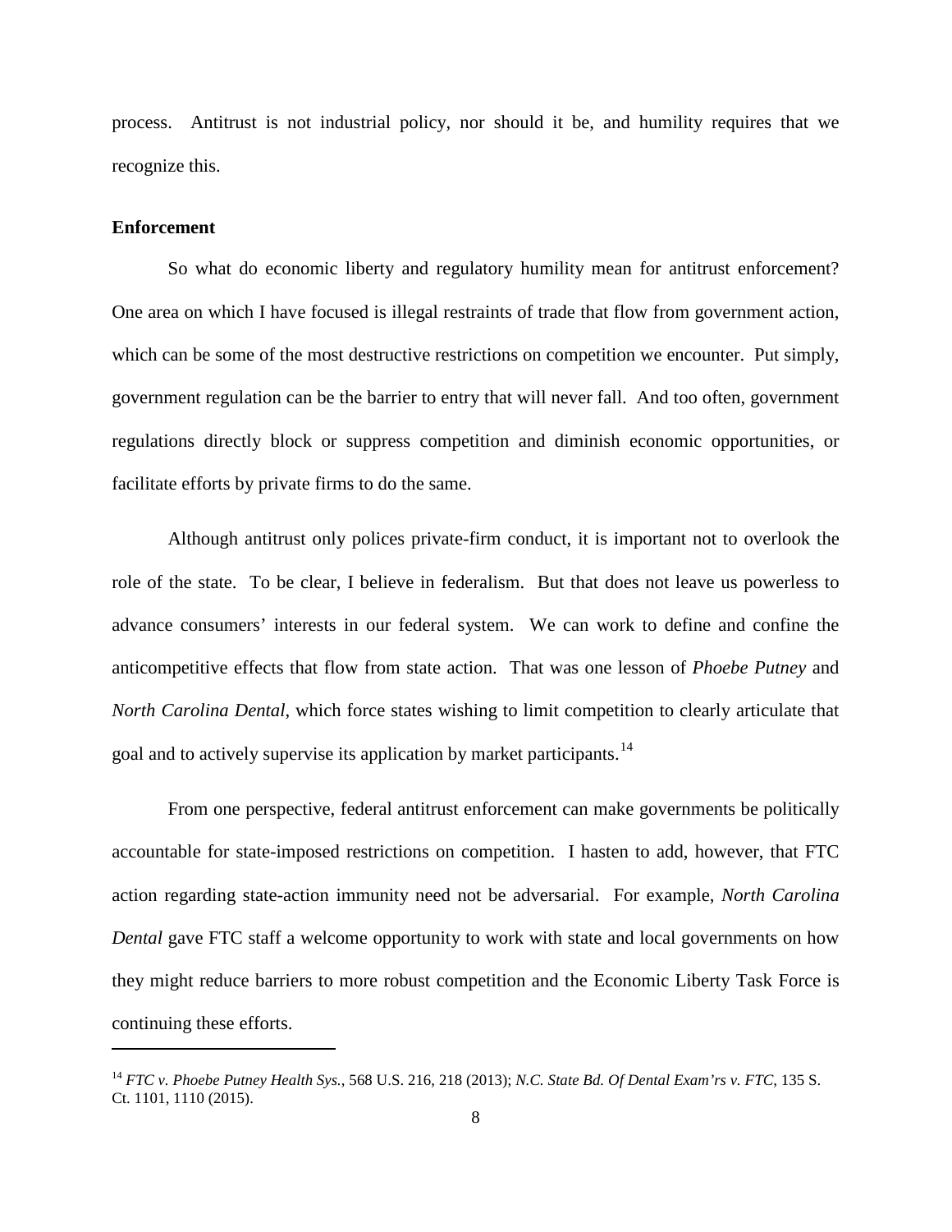process. Antitrust is not industrial policy, nor should it be, and humility requires that we recognize this.

**Enforcement**

So what do economic liberty and regulatory humility mean for antitrust enforcement? One area on which I have focused is illegal restraints of trade that flow from government action, which can be some of the most destructive restrictions on competition we encounter. Put simply, government regulation can be the barrier to entry that will never fall. And too often, government regulations directly block or suppress competition and diminish economic opportunities, or facilitate efforts by private firms to do the same.

Although antitrust only polices private-firm conduct, it is important not to overlook the role of the state. To be clear, I believe in federalism. But that does not leave us powerless to advance consumers' interests in our federal system. We can work to define and confine the anticompetitive effects that flow from state action. That was one lesson of *Phoebe Putney* and *North Carolina Dental*, which force states wishing to limit competition to clearly articulate that goal and to actively supervise its application by market participants.[14]

From one perspective, federal antitrust enforcement can make governments be politically accountable for state-imposed restrictions on competition. I hasten to add, however, that FTC action regarding state-action immunity need not be adversarial. For example, *North Carolina Dental* gave FTC staff a welcome opportunity to work with state and local governments on how they might reduce barriers to more robust competition and the Economic Liberty Task Force is continuing these efforts.

---

[14] *FTC v. Phoebe Putney Health Sys.*, 568 U.S. 216, 218 (2013); *N.C. State Bd. Of Dental Exam'rs v. FTC*, 135 S. Ct. 1101, 1110 (2015).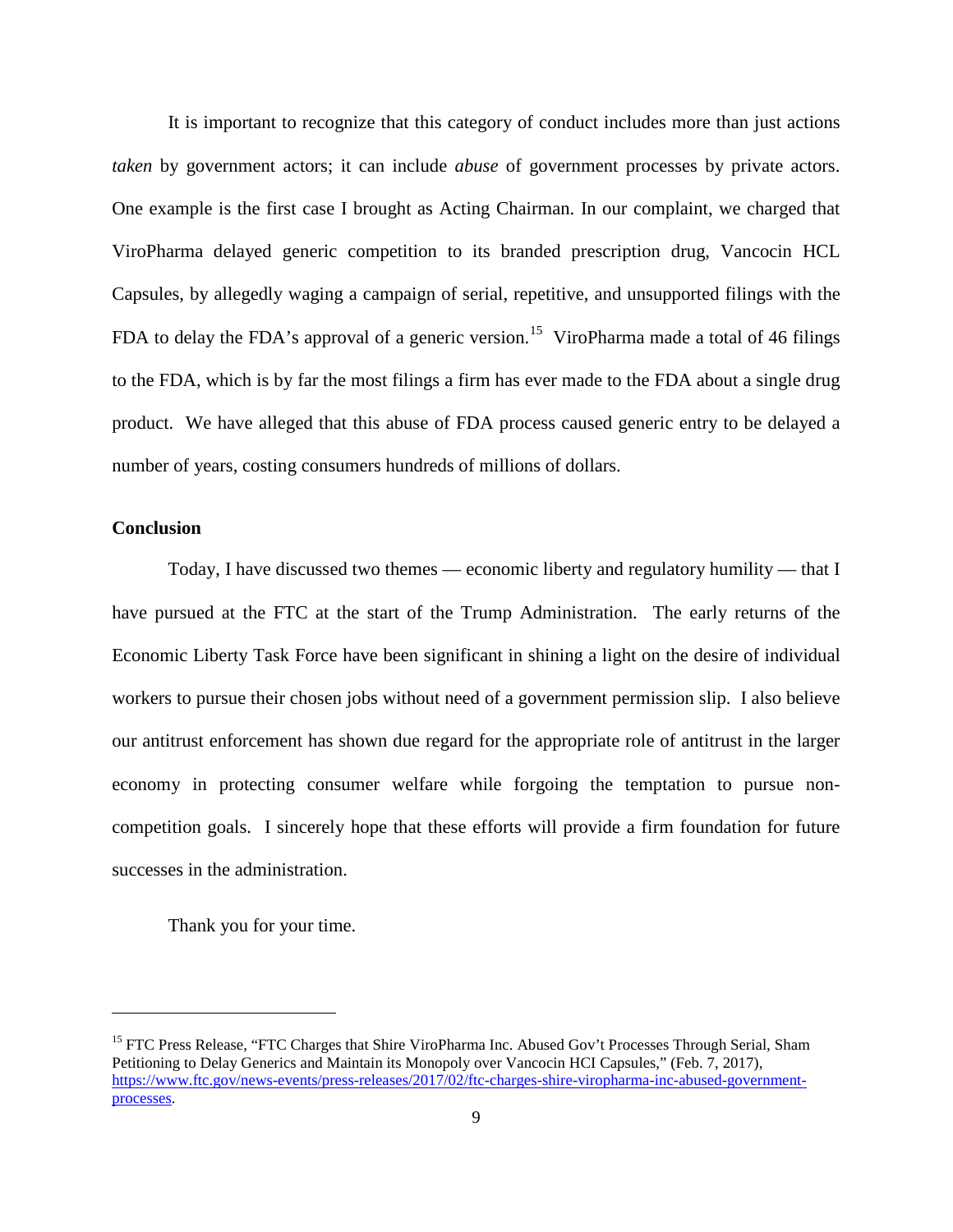It is important to recognize that this category of conduct includes more than just actions *taken* by government actors; it can include *abuse* of government processes by private actors. One example is the first case I brought as Acting Chairman. In our complaint, we charged that ViroPharma delayed generic competition to its branded prescription drug, Vancocin HCL Capsules, by allegedly waging a campaign of serial, repetitive, and unsupported filings with the FDA to delay the FDA's approval of a generic version.[15] ViroPharma made a total of 46 filings to the FDA, which is by far the most filings a firm has ever made to the FDA about a single drug product. We have alleged that this abuse of FDA process caused generic entry to be delayed a number of years, costing consumers hundreds of millions of dollars.

**Conclusion**

Today, I have discussed two themes — economic liberty and regulatory humility — that I have pursued at the FTC at the start of the Trump Administration. The early returns of the Economic Liberty Task Force have been significant in shining a light on the desire of individual workers to pursue their chosen jobs without need of a government permission slip. I also believe our antitrust enforcement has shown due regard for the appropriate role of antitrust in the larger economy in protecting consumer welfare while forgoing the temptation to pursue non-competition goals. I sincerely hope that these efforts will provide a firm foundation for future successes in the administration.

Thank you for your time.

---

[15] FTC Press Release, "FTC Charges that Shire ViroPharma Inc. Abused Gov't Processes Through Serial, Sham Petitioning to Delay Generics and Maintain its Monopoly over Vancocin HCl Capsules," (Feb. 7, 2017), https://www.ftc.gov/news-events/press-releases/2017/02/ftc-charges-shire-viropharma-inc-abused-government-processes.